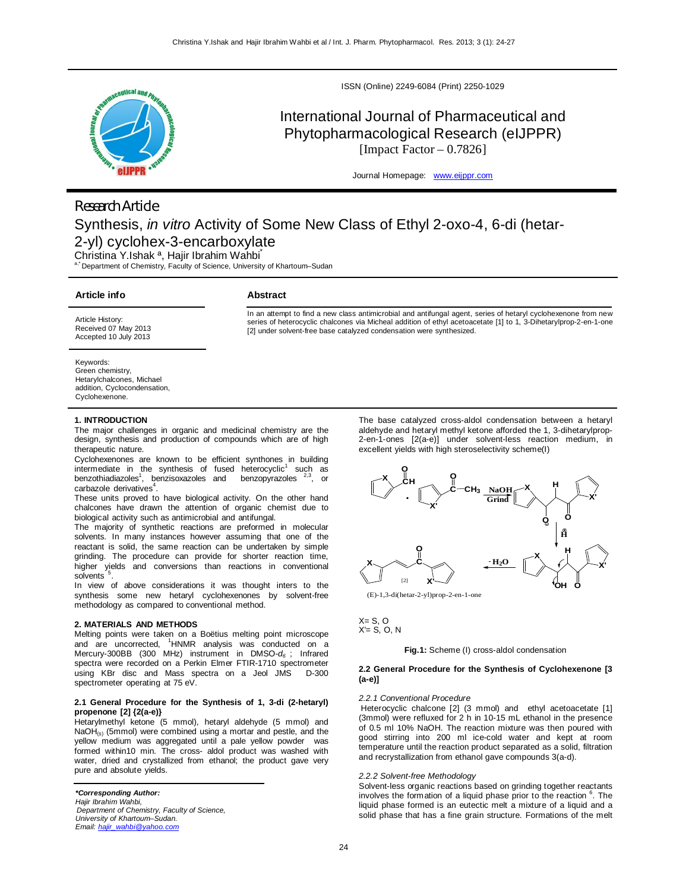ISSN (Online) 2249-6084 (Print) 2250-1029

International Journal of Pharmaceutical and Phytopharmacological Research (eIJPPR)
[Impact Factor – 0.7826]

Journal Homepage: www.eijppr.com

Research Article

# Synthesis, *in vitro* Activity of Some New Class of Ethyl 2-oxo-4, 6-di (hetar-2-yl) cyclohex-3-encarboxylate

Christina Y.Ishak [a], Hajir Ibrahim Wahbi[*]

[a,*] Department of Chemistry, Faculty of Science, University of Khartoum–Sudan

## Article info

Article History:
Received 07 May 2013
Accepted 10 July 2013

Keywords:
Green chemistry,
Hetarylchalcones, Michael addition, Cyclocondensation,
Cyclohexenone.

## Abstract

In an attempt to find a new class antimicrobial and antifungal agent, series of hetaryl cyclohexenone from new series of heterocyclic chalcones via Micheal addition of ethyl acetoacetate [1] to 1, 3-Dihetarylprop-2-en-1-one [2] under solvent-free base catalyzed condensation were synthesized.

## 1. INTRODUCTION

The major challenges in organic and medicinal chemistry are the design, synthesis and production of compounds which are of high therapeutic nature.

Cyclohexenones are known to be efficient synthones in building intermediate in the synthesis of fused heterocyclic[1] such as benzothiadiazoles[1], benzisoxazoles and benzopyrazoles [2,3], or carbazole derivatives[4].

These units proved to have biological activity. On the other hand chalcones have drawn the attention of organic chemist due to biological activity such as antimicrobial and antifungal.

The majority of synthetic reactions are preformed in molecular solvents. In many instances however assuming that one of the reactant is solid, the same reaction can be undertaken by simple grinding. The procedure can provide for shorter reaction time, higher yields and conversions than reactions in conventional solvents [5].

In view of above considerations it was thought inters to the synthesis some new hetaryl cyclohexenones by solvent-free methodology as compared to conventional method.

## 2. MATERIALS AND METHODS

Melting points were taken on a Boëtius melting point microscope and are uncorrected, $^1$HNMR analysis was conducted on a Mercury-300BB (300 MHz) instrument in DMSO-$d_6$ ; Infrared spectra were recorded on a Perkin Elmer FTIR-1710 spectrometer using KBr disc and Mass spectra on a Jeol JMS D-300 spectrometer operating at 75 eV.

### 2.1 General Procedure for the Synthesis of 1, 3-di (2-hetaryl) propenone [2] {2(a-e)}

Hetarylmethyl ketone (5 mmol), hetaryl aldehyde (5 mmol) and $NaOH_{(s)}$ (5mmol) were combined using a mortar and pestle, and the yellow medium was aggregated until a pale yellow powder was formed within10 min. The cross- aldol product was washed with water, dried and crystallized from ethanol; the product gave very pure and absolute yields.

The base catalyzed cross-aldol condensation between a hetaryl aldehyde and hetaryl methyl ketone afforded the 1, 3-dihetarylprop-2-en-1-ones [2(a-e)] under solvent-less reaction medium, in excellent yields with high steroselectivity scheme(I)

(E)-1,3-di(hetar-2-yl)prop-2-en-1-one

X= S, O
X'= S, O, N

**Fig.1:** Scheme (I) cross-aldol condensation

### 2.2 General Procedure for the Synthesis of Cyclohexenone [3 (a-e)]

#### *2.2.1 Conventional Procedure*

Heterocyclic chalcone [2] (3 mmol) and ethyl acetoacetate [1] (3mmol) were refluxed for 2 h in 10-15 mL ethanol in the presence of 0.5 ml 10% NaOH. The reaction mixture was then poured with good stirring into 200 ml ice-cold water and kept at room temperature until the reaction product separated as a solid, filtration and recrystallization from ethanol gave compounds 3(a-d).

#### *2.2.2 Solvent-free Methodology*

Solvent-less organic reactions based on grinding together reactants involves the formation of a liquid phase prior to the reaction [6]. The liquid phase formed is an eutectic melt a mixture of a liquid and a solid phase that has a fine grain structure. Formations of the melt

***Corresponding Author:***
*Hajir Ibrahim Wahbi,*
*Department of Chemistry, Faculty of Science,*
*University of Khartoum–Sudan.*
*Email: hajir_wahbi@yahoo.com*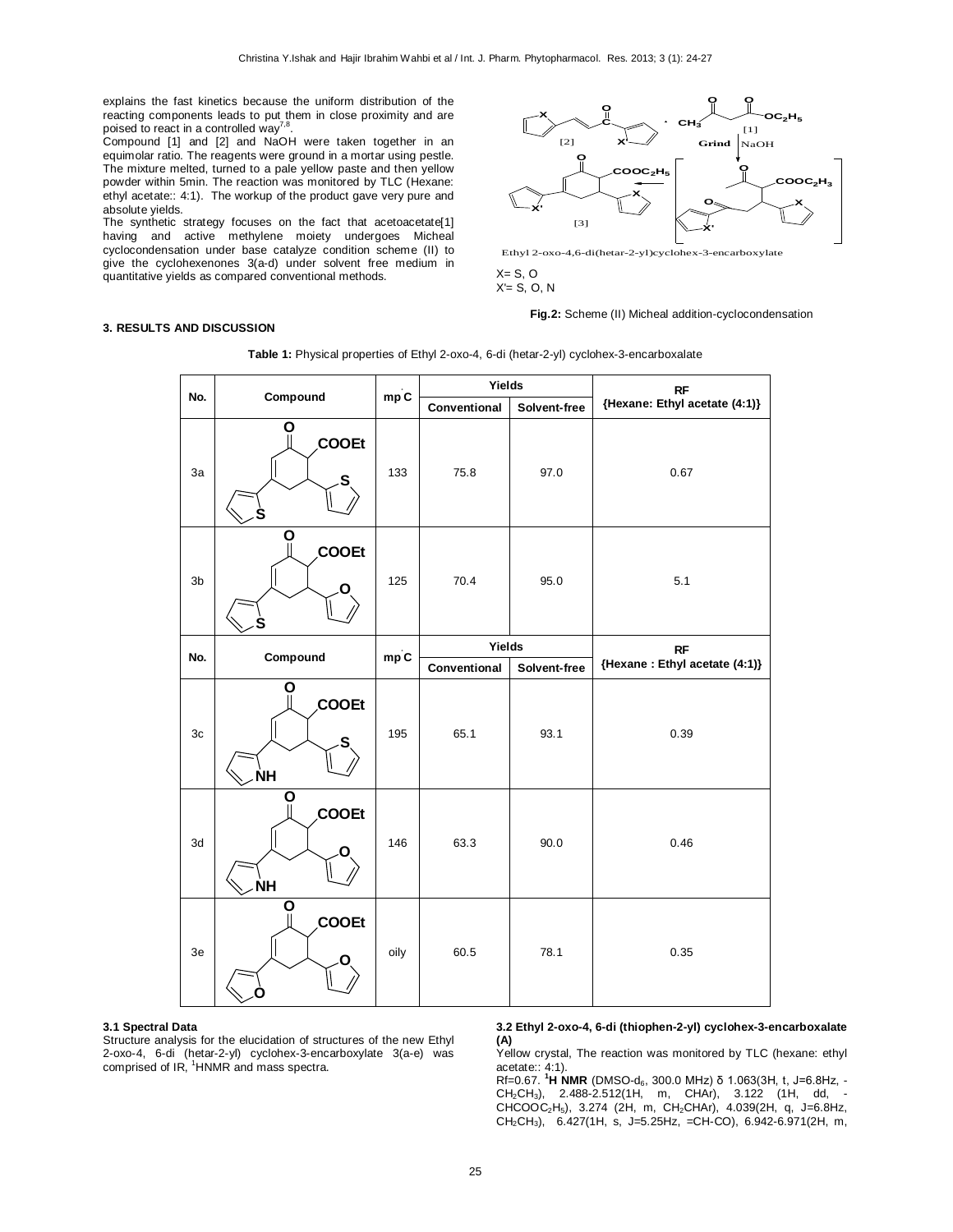explains the fast kinetics because the uniform distribution of the reacting components leads to put them in close proximity and are poised to react in a controlled way[7,8].

Compound [1] and [2] and NaOH were taken together in an equimolar ratio. The reagents were ground in a mortar using pestle. The mixture melted, turned to a pale yellow paste and then yellow powder within 5min. The reaction was monitored by TLC (Hexane: ethyl acetate:: 4:1). The workup of the product gave very pure and absolute yields.

The synthetic strategy focuses on the fact that acetoacetate[1] having and active methylene moiety undergoes Micheal cyclocondensation under base catalyze condition scheme (II) to give the cyclohexenones 3(a-d) under solvent free medium in quantitative yields as compared conventional methods.

Ethyl 2-oxo-4,6-di(hetar-2-yl)cyclohex-3-encarboxylate

X= S, O
X'= S, O, N

**Fig.2:** Scheme (II) Micheal addition-cyclocondensation

### 3. RESULTS AND DISCUSSION

**Table 1:** Physical properties of Ethyl 2-oxo-4, 6-di (hetar-2-yl) cyclohex-3-encarboxalate

| No. | Compound | mp°C | Yields | | RF {Hexane: Ethyl acetate (4:1)} |
|---|---|---|---|---|---|
| | | | Conventional | Solvent-free | |
| 3a | | 133 | 75.8 | 97.0 | 0.67 |
| 3b | | 125 | 70.4 | 95.0 | 5.1 |
| 3c | | 195 | 65.1 | 93.1 | 0.39 |
| 3d | | 146 | 63.3 | 90.0 | 0.46 |
| 3e | | oily | 60.5 | 78.1 | 0.35 |

#### 3.1 Spectral Data

Structure analysis for the elucidation of structures of the new Ethyl 2-oxo-4, 6-di (hetar-2-yl) cyclohex-3-encarboxylate 3(a-e) was comprised of IR, $^1$HNMR and mass spectra.

#### 3.2 Ethyl 2-oxo-4, 6-di (thiophen-2-yl) cyclohex-3-encarboxalate (A)

Yellow crystal, The reaction was monitored by TLC (hexane: ethyl acetate:: 4:1).

Rf=0.67. **$^1$H NMR** (DMSO-d$_6$, 300.0 MHz) δ 1.063(3H, t, J=6.8Hz, -$CH_2CH_3$), 2.488-2.512(1H, m, CHAr), 3.122 (1H, dd, -$CHCOOC_2H_5$), 3.274 (2H, m, $CH_2$CHAr), 4.039(2H, q, J=6.8Hz, $CH_2CH_3$), 6.427(1H, s, J=5.25Hz, =CH-CO), 6.942-6.971(2H, m,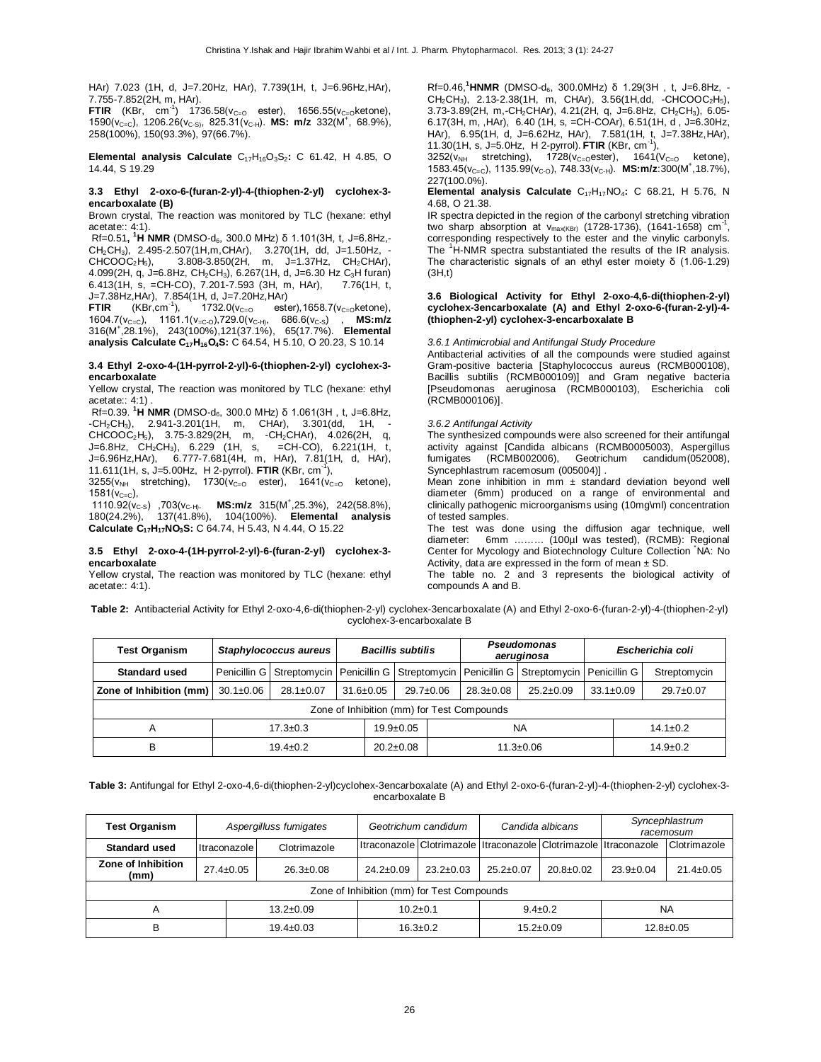HAr) 7.023 (1H, d, J=7.20Hz, HAr), 7.739(1H, t, J=6.96Hz,HAr), 7.755-7.852(2H, m, HAr).
**FTIR** (KBr, $cm^{-1}$) 1736.58($v_{C=O}$ ester), 1656.55($v_{C=O}$ketone), 1590($v_{C=C}$), 1206.26($v_{C-S}$), 825.31($v_{C-H}$). **MS: m/z** 332($M^+$, 68.9%), 258(100%), 150(93.3%), 97(66.7%).

**Elemental analysis Calculate** $C_{17}H_{16}O_3S_2$**:** C 61.42, H 4.85, O 14.44, S 19.29

### 3.3 Ethyl 2-oxo-6-(furan-2-yl)-4-(thiophen-2-yl) cyclohex-3-encarboxalate (B)

Brown crystal, The reaction was monitored by TLC (hexane: ethyl acetate:: 4:1).
Rf=0.51**,** $^1$**H NMR** (DMSO-$d_6$, 300.0 MHz) δ 1.101(3H, t, J=6.8Hz,-$CH_2CH_3$), 2.495-2.507(1H,m,CHAr), 3.270(1H, dd, J=1.50Hz, -$CHCOOC_2H_5$), 3.808-3.850(2H, m, J=1.37Hz, $CH_2$CHAr), 4.099(2H, q, J=6.8Hz, $CH_2CH_3$), 6.267(1H, d, J=6.30 Hz $C_3$H furan) 6.413(1H, s, =CH-CO), 7.201-7.593 (3H, m, HAr), 7.76(1H, t, J=7.38Hz,HAr), 7.854(1H, d, J=7.20Hz,HAr)
**FTIR** (KBr,$cm^{-1}$), 1732.0($v_{C=O}$ ester),1658.7($v_{C=O}$ketone), 1604.7($v_{C=C}$), 1161.1($v_{=C-O}$),729.0($v_{C-H}$), 686.6($v_{C-S}$) , **MS:m/z** 316($M^+$,28.1%), 243(100%),121(37.1%), 65(17.7%). **Elemental analysis Calculate** $C_{17}H_{16}O_4S$**:** C 64.54, H 5.10, O 20.23, S 10.14

### 3.4 Ethyl 2-oxo-4-(1H-pyrrol-2-yl)-6-(thiophen-2-yl) cyclohex-3-encarboxalate

Yellow crystal, The reaction was monitored by TLC (hexane: ethyl acetate:: 4:1) .
Rf=0.39. $^1$**H NMR** (DMSO-$d_6$, 300.0 MHz) δ 1.061(3H , t, J=6.8Hz, -$CH_2CH_3$), 2.941-3.201(1H, m, CHAr), 3.301(dd, 1H, -$CHCOOC_2H_5$), 3.75-3.829(2H, m, -$CH_2$CHAr), 4.026(2H, q, J=6.8Hz, $CH_2CH_3$), 6.229 (1H, s, =CH-CO), 6.221(1H, t, J=6.96Hz,HAr), 6.777-7.681(4H, m, HAr), 7.81(1H, d, HAr), 11.611(1H, s, J=5.00Hz, H 2-pyrrol). **FTIR** (KBr, $cm^{-1}$),
3255($v_{NH}$ stretching), 1730($v_{C=O}$ ester), 1641($v_{C=O}$ ketone), 1581($v_{C=C}$),
1110.92($v_{C-S}$) ,703($v_{C-H}$). **MS:m/z** 315($M^+$,25.3%), 242(58.8%), 180(24.2%), 137(41.8%), 104(100%). **Elemental analysis Calculate** $C_{17}H_{17}NO_3S$**:** C 64.74, H 5.43, N 4.44, O 15.22

### 3.5 Ethyl 2-oxo-4-(1H-pyrrol-2-yl)-6-(furan-2-yl) cyclohex-3-encarboxalate

Yellow crystal, The reaction was monitored by TLC (hexane: ethyl acetate:: 4:1).
Rf=0.46,$^1$**HNMR** (DMSO-$d_6$, 300.0MHz) δ 1.29(3H , t, J=6.8Hz, -$CH_2CH_3$), 2.13-2.38(1H, m, CHAr), 3.56(1H,dd, -$CHCOOC_2H_5$), 3.73-3.89(2H, m,-$CH_2$CHAr), 4.21(2H, q, J=6.8Hz, $CH_2CH_3$), 6.05-6.17(3H, m, ,HAr), 6.40 (1H, s, =CH-COAr), 6.51(1H, d , J=6.30Hz, HAr), 6.95(1H, d, J=6.62Hz, HAr), 7.581(1H, t, J=7.38Hz,HAr), 11.30(1H, s, J=5.0Hz, H 2-pyrrol). **FTIR** (KBr, $cm^{-1}$),
3252($v_{NH}$ stretching), 1728($v_{C=O}$ester), 1641($v_{C=O}$ ketone), 1583.45($v_{C=C}$), 1135.99($v_{C-O}$), 748.33($v_{C-H}$). **MS:m/z**:300($M^+$,18.7%), 227(100.0%).
**Elemental analysis Calculate** $C_{17}H_{17}NO_4$**:** C 68.21, H 5.76, N 4.68, O 21.38.

IR spectra depicted in the region of the carbonyl stretching vibration two sharp absorption at $v_{max(KBr)}$ (1728-1736), (1641-1658) $cm^{-1}$, corresponding respectively to the ester and the vinylic carbonyls. The $^1$H-NMR spectra substantiated the results of the IR analysis. The characteristic signals of an ethyl ester moiety δ (1.06-1.29) (3H,t)

### 3.6 Biological Activity for Ethyl 2-oxo-4,6-di(thiophen-2-yl) cyclohex-3encarboxalate (A) and Ethyl 2-oxo-6-(furan-2-yl)-4-(thiophen-2-yl) cyclohex-3-encarboxalate B

#### *3.6.1 Antimicrobial and Antifungal Study Procedure*

Antibacterial activities of all the compounds were studied against Gram-positive bacteria [Staphylococcus aureus (RCMB000108), Bacillis subtilis (RCMB000109)] and Gram negative bacteria [Pseudomonas aeruginosa (RCMB000103), Escherichia coli (RCMB000106)].

#### *3.6.2 Antifungal Activity*

The synthesized compounds were also screened for their antifungal activity against [Candida albicans (RCMB0005003), Aspergillus fumigates (RCMB002006), Geotrichum candidum(052008), Syncephlastrum racemosum (005004)] .

Mean zone inhibition in mm ± standard deviation beyond well diameter (6mm) produced on a range of environmental and clinically pathogenic microorganisms using (10mg\ml) concentration of tested samples.

The test was done using the diffusion agar technique, well diameter: 6mm ……… (100µl was tested), (RCMB): Regional Center for Mycology and Biotechnology Culture Collection *NA: No Activity, data are expressed in the form of mean ± SD.

The table no. 2 and 3 represents the biological activity of compounds A and B.

**Table 2:** Antibacterial Activity for Ethyl 2-oxo-4,6-di(thiophen-2-yl) cyclohex-3encarboxalate (A) and Ethyl 2-oxo-6-(furan-2-yl)-4-(thiophen-2-yl) cyclohex-3-encarboxalate B

| Test Organism | *Staphylococcus aureus* | | *Bacillis subtilis* | | *Pseudomonas aeruginosa* | | *Escherichia coli* | |
|---|---|---|---|---|---|---|---|---|
| **Standard used** | Penicillin G | Streptomycin | Penicillin G | Streptomycin | Penicillin G | Streptomycin | Penicillin G | Streptomycin |
| **Zone of Inhibition (mm)** | 30.1±0.06 | 28.1±0.07 | 31.6±0.05 | 29.7±0.06 | 28.3±0.08 | 25.2±0.09 | 33.1±0.09 | 29.7±0.07 |
| Zone of Inhibition (mm) for Test Compounds | | | | | | | | |
| A | 17.3±0.3 | | 19.9±0.05 | | NA | | 14.1±0.2 | |
| B | 19.4±0.2 | | 20.2±0.08 | | 11.3±0.06 | | 14.9±0.2 | |

**Table 3:** Antifungal for Ethyl 2-oxo-4,6-di(thiophen-2-yl)cyclohex-3encarboxalate (A) and Ethyl 2-oxo-6-(furan-2-yl)-4-(thiophen-2-yl) cyclohex-3-encarboxalate B

| Test Organism | *Aspergilluss fumigates* | | *Geotrichum candidum* | | *Candida albicans* | | *Syncephlastrum racemosum* | |
|---|---|---|---|---|---|---|---|---|
| **Standard used** | Itraconazole | Clotrimazole | Itraconazole | Clotrimazole | Itraconazole | Clotrimazole | Itraconazole | Clotrimazole |
| **Zone of Inhibition (mm)** | 27.4±0.05 | 26.3±0.08 | 24.2±0.09 | 23.2±0.03 | 25.2±0.07 | 20.8±0.02 | 23.9±0.04 | 21.4±0.05 |
| Zone of Inhibition (mm) for Test Compounds | | | | | | | | |
| A | 13.2±0.09 | | 10.2±0.1 | | 9.4±0.2 | | NA | |
| B | 19.4±0.03 | | 16.3±0.2 | | 15.2±0.09 | | 12.8±0.05 | |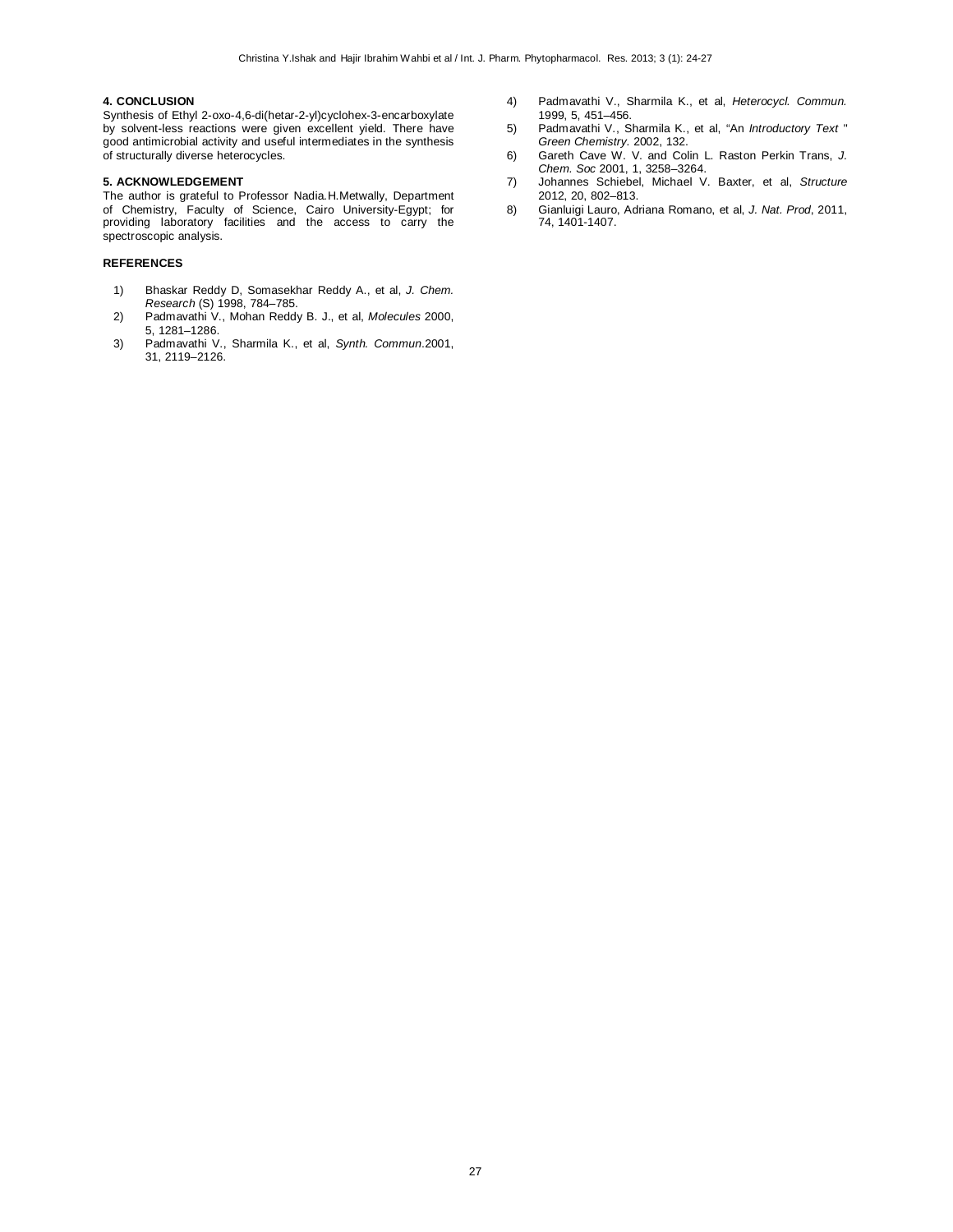## 4. CONCLUSION

Synthesis of Ethyl 2-oxo-4,6-di(hetar-2-yl)cyclohex-3-encarboxylate by solvent-less reactions were given excellent yield. There have good antimicrobial activity and useful intermediates in the synthesis of structurally diverse heterocycles.

## 5. ACKNOWLEDGEMENT

The author is grateful to Professor Nadia.H.Metwally, Department of Chemistry, Faculty of Science, Cairo University-Egypt; for providing laboratory facilities and the access to carry the spectroscopic analysis.

## REFERENCES

1) Bhaskar Reddy D, Somasekhar Reddy A., et al, *J. Chem. Research* (S) 1998, 784–785.
2) Padmavathi V., Mohan Reddy B. J., et al, *Molecules* 2000, 5, 1281–1286.
3) Padmavathi V., Sharmila K., et al, *Synth. Commun.*2001, 31, 2119–2126.
4) Padmavathi V., Sharmila K., et al, *Heterocycl. Commun.* 1999, 5, 451–456.
5) Padmavathi V., Sharmila K., et al, "An *Introductory Text* " *Green Chemistry.* 2002, 132.
6) Gareth Cave W. V. and Colin L. Raston Perkin Trans, *J. Chem. Soc* 2001, 1, 3258–3264.
7) Johannes Schiebel, Michael V. Baxter, et al, *Structure* 2012, 20, 802–813.
8) Gianluigi Lauro, Adriana Romano, et al, *J. Nat. Prod*, 2011, 74, 1401-1407.